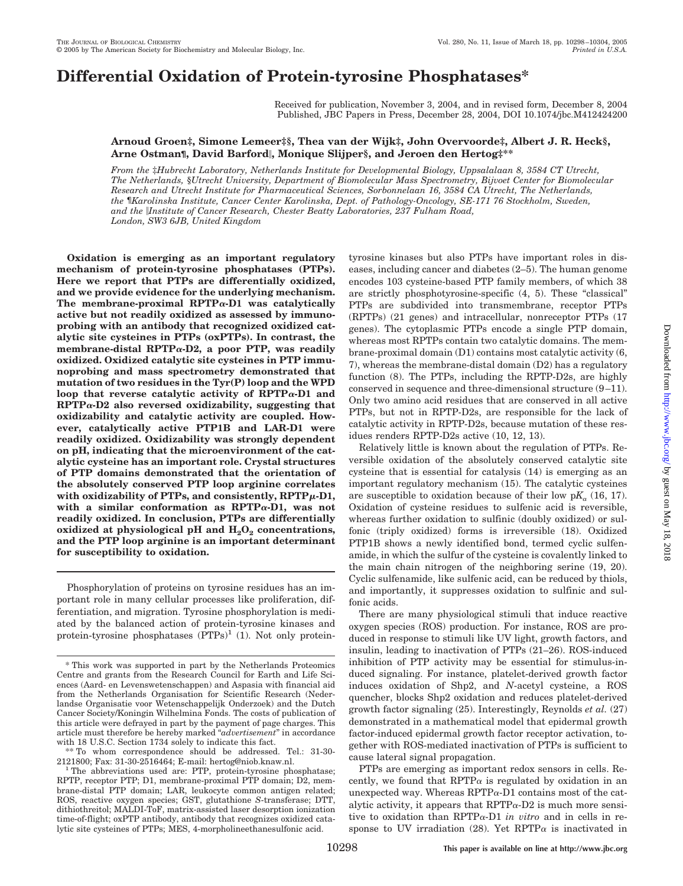# Differential Oxidation of Protein-tyrosine Phosphatases*

Received for publication, November 3, 2004, and in revised form, December 8, 2004
Published, JBC Papers in Press, December 28, 2004, DOI 10.1074/jbc.M412424200

**Arnoud Groen‡§, Simone Lemeer‡§, Thea van der Wijk‡, John Overvoorde‡, Albert J. R. Heck§, Arne Ostman¶, David Barford||, Monique Slijper§, and Jeroen den Hertog‡****

*From the ‡Hubrecht Laboratory, Netherlands Institute for Developmental Biology, Uppsalalaan 8, 3584 CT Utrecht, The Netherlands, §Utrecht University, Department of Biomolecular Mass Spectrometry, Bijvoet Center for Biomolecular Research and Utrecht Institute for Pharmaceutical Sciences, Sorbonnelaan 16, 3584 CA Utrecht, The Netherlands, the ¶Karolinska Institute, Cancer Center Karolinska, Dept. of Pathology-Oncology, SE-171 76 Stockholm, Sweden, and the ||Institute of Cancer Research, Chester Beatty Laboratories, 237 Fulham Road, London, SW3 6JB, United Kingdom*

**Oxidation is emerging as an important regulatory mechanism of protein-tyrosine phosphatases (PTPs). Here we report that PTPs are differentially oxidized, and we provide evidence for the underlying mechanism. The membrane-proximal RPTPα-D1 was catalytically active but not readily oxidized as assessed by immunoprobing with an antibody that recognized oxidized catalytic site cysteines in PTPs (oxPTPs). In contrast, the membrane-distal RPTPα-D2, a poor PTP, was readily oxidized. Oxidized catalytic site cysteines in PTP immunoprobing and mass spectrometry demonstrated that mutation of two residues in the Tyr(P) loop and the WPD loop that reverse catalytic activity of RPTPα-D1 and RPTPα-D2 also reversed oxidizability, suggesting that oxidizability and catalytic activity are coupled. However, catalytically active PTP1B and LAR-D1 were readily oxidized. Oxidizability was strongly dependent on pH, indicating that the microenvironment of the catalytic cysteine has an important role. Crystal structures of PTP domains demonstrated that the orientation of the absolutely conserved PTP loop arginine correlates with oxidizability of PTPs, and consistently, RPTPμ-D1, with a similar conformation as RPTPα-D1, was not readily oxidized. In conclusion, PTPs are differentially oxidized at physiological pH and $H_2O_2$ concentrations, and the PTP loop arginine is an important determinant for susceptibility to oxidation.**

Phosphorylation of proteins on tyrosine residues has an important role in many cellular processes like proliferation, differentiation, and migration. Tyrosine phosphorylation is mediated by the balanced action of protein-tyrosine kinases and protein-tyrosine phosphatases (PTPs)[1] (1). Not only protein-tyrosine kinases but also PTPs have important roles in diseases, including cancer and diabetes (2–5). The human genome encodes 103 cysteine-based PTP family members, of which 38 are strictly phosphotyrosine-specific (4, 5). These "classical" PTPs are subdivided into transmembrane, receptor PTPs (RPTPs) (21 genes) and intracellular, nonreceptor PTPs (17 genes). The cytoplasmic PTPs encode a single PTP domain, whereas most RPTPs contain two catalytic domains. The membrane-proximal domain (D1) contains most catalytic activity (6, 7), whereas the membrane-distal domain (D2) has a regulatory function (8). The PTPs, including the RPTP-D2s, are highly conserved in sequence and three-dimensional structure (9–11). Only two amino acid residues that are conserved in all active PTPs, but not in RPTP-D2s, are responsible for the lack of catalytic activity in RPTP-D2s, because mutation of these residues renders RPTP-D2s active (10, 12, 13).

Relatively little is known about the regulation of PTPs. Reversible oxidation of the absolutely conserved catalytic site cysteine that is essential for catalysis (14) is emerging as an important regulatory mechanism (15). The catalytic cysteines are susceptible to oxidation because of their low p$K_a$ (16, 17). Oxidation of cysteine residues to sulfenic acid is reversible, whereas further oxidation to sulfinic (doubly oxidized) or sulfonic (triply oxidized) forms is irreversible (18). Oxidized PTP1B shows a newly identified bond, termed cyclic sulfenamide, in which the sulfur of the cysteine is covalently linked to the main chain nitrogen of the neighboring serine (19, 20). Cyclic sulfenamide, like sulfenic acid, can be reduced by thiols, and importantly, it suppresses oxidation to sulfinic and sulfonic acids.

There are many physiological stimuli that induce reactive oxygen species (ROS) production. For instance, ROS are produced in response to stimuli like UV light, growth factors, and insulin, leading to inactivation of PTPs (21–26). ROS-induced inhibition of PTP activity may be essential for stimulus-induced signaling. For instance, platelet-derived growth factor induces oxidation of Shp2, and *N*-acetyl cysteine, a ROS quencher, blocks Shp2 oxidation and reduces platelet-derived growth factor signaling (25). Interestingly, Reynolds *et al.* (27) demonstrated in a mathematical model that epidermal growth factor-induced epidermal growth factor receptor activation, together with ROS-mediated inactivation of PTPs is sufficient to cause lateral signal propagation.

PTPs are emerging as important redox sensors in cells. Recently, we found that RPTPα is regulated by oxidation in an unexpected way. Whereas RPTPα-D1 contains most of the catalytic activity, it appears that RPTPα-D2 is much more sensitive to oxidation than RPTPα-D1 *in vitro* and in cells in response to UV irradiation (28). Yet RPTPα is inactivated in

---

* This work was supported in part by the Netherlands Proteomics Centre and grants from the Research Council for Earth and Life Sciences (Aard- en Levenswetenschappen) and Aspasia with financial aid from the Netherlands Organisation for Scientific Research (Nederlandse Organisatie voor Wetenschappelijk Onderzoek) and the Dutch Cancer Society/Koningin Wilhelmina Fonds. The costs of publication of this article were defrayed in part by the payment of page charges. This article must therefore be hereby marked "*advertisement*" in accordance with 18 U.S.C. Section 1734 solely to indicate this fact.

** To whom correspondence should be addressed. Tel.: 31-30-2121800; Fax: 31-30-2516464; E-mail: hertog@niob.knaw.nl.

[1] The abbreviations used are: PTP, protein-tyrosine phosphatase; RPTP, receptor PTP; D1, membrane-proximal PTP domain; D2, membrane-distal PTP domain; LAR, leukocyte common antigen related; ROS, reactive oxygen species; GST, glutathione *S*-transferase; DTT, dithiothreitol; MALDI-ToF, matrix-assisted laser desorption ionization time-of-flight; oxPTP antibody, antibody that recognizes oxidized catalytic site cysteines of PTPs; MES, 4-morpholineethanesulfonic acid.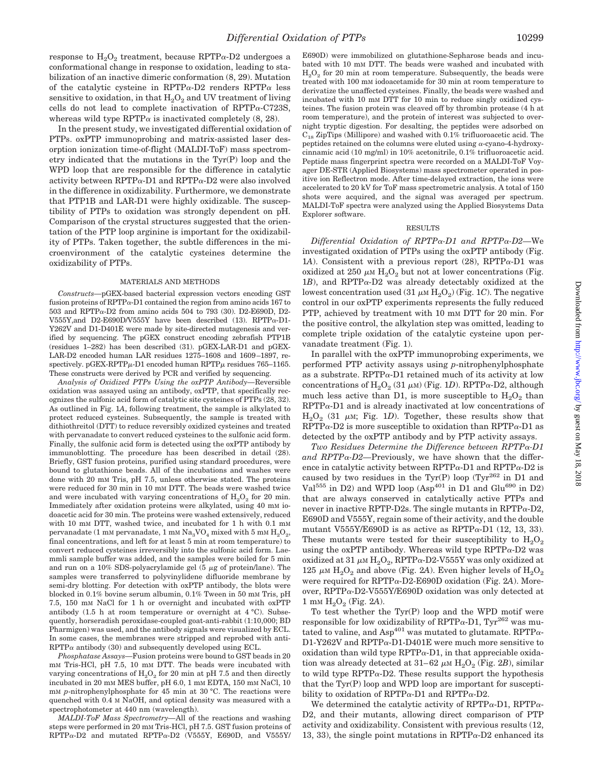response to $H_2O_2$ treatment, because RPTPα-D2 undergoes a conformational change in response to oxidation, leading to stabilization of an inactive dimeric conformation (8, 29). Mutation of the catalytic cysteine in RPTPα-D2 renders RPTPα less sensitive to oxidation, in that $H_2O_2$ and UV treatment of living cells do not lead to complete inactivation of RPTPα-C723S, whereas wild type RPTPα is inactivated completely (8, 28).

In the present study, we investigated differential oxidation of PTPs. oxPTP immunoprobing and matrix-assisted laser desorption ionization time-of-flight (MALDI-ToF) mass spectrometry indicated that the mutations in the Tyr(P) loop and the WPD loop that are responsible for the difference in catalytic activity between RPTPα-D1 and RPTPα-D2 were also involved in the difference in oxidizability. Furthermore, we demonstrate that PTP1B and LAR-D1 were highly oxidizable. The susceptibility of PTPs to oxidation was strongly dependent on pH. Comparison of the crystal structures suggested that the orientation of the PTP loop arginine is important for the oxidizability of PTPs. Taken together, the subtle differences in the microenvironment of the catalytic cysteines determine the oxidizability of PTPs.

## MATERIALS AND METHODS

*Constructs*—pGEX-based bacterial expression vectors encoding GST fusion proteins of RPTPα-D1 contained the region from amino acids 167 to 503 and RPTPα-D2 from amino acids 504 to 793 (30). D2-E690D, D2-V555Y, and D2-E690D/V555Y have been described (13). RPTPα-D1-Y262V and D1-D401E were made by site-directed mutagenesis and verified by sequencing. The pGEX construct encoding zebrafish PTP1B (residues 1–282) has been described (31). pGEX-LAR-D1 and pGEX-LAR-D2 encoded human LAR residues 1275–1608 and 1609–1897, respectively. pGEX-RPTPμ-D1 encoded human RPTPμ residues 765–1165. These constructs were derived by PCR and verified by sequencing.

*Analysis of Oxidized PTPs Using the oxPTP Antibody*—Reversible oxidation was assayed using an antibody, oxPTP, that specifically recognizes the sulfonic acid form of catalytic site cysteines of PTPs (28, 32). As outlined in Fig. 1*A*, following treatment, the sample is alkylated to protect reduced cysteines. Subsequently, the sample is treated with dithiothreitol (DTT) to reduce reversibly oxidized cysteines and treated with pervanadate to convert reduced cysteines to the sulfonic acid form. Finally, the sulfonic acid form is detected using the oxPTP antibody by immunoblotting. The procedure has been described in detail (28). Briefly, GST fusion proteins, purified using standard procedures, were bound to glutathione beads. All of the incubations and washes were done with 20 mM Tris, pH 7.5, unless otherwise stated. The proteins were reduced for 30 min in 10 mM DTT. The beads were washed twice and were incubated with varying concentrations of $H_2O_2$ for 20 min. Immediately after oxidation proteins were alkylated, using 40 mM iodoacetic acid for 30 min. The proteins were washed extensively, reduced with 10 mM DTT, washed twice, and incubated for 1 h with 0.1 mM pervanadate (1 mM pervanadate, 1 mM $Na_3VO_4$ mixed with 5 mM $H_2O_2$, final concentrations, and left for at least 5 min at room temperature) to convert reduced cysteines irreversibly into the sulfonic acid form. Laemmli sample buffer was added, and the samples were boiled for 5 min and run on a 10% SDS-polyacrylamide gel (5 μg of protein/lane). The samples were transferred to polyvinylidene difluoride membrane by semi-dry blotting. For detection with oxPTP antibody, the blots were blocked in 0.1% bovine serum albumin, 0.1% Tween in 50 mM Tris, pH 7.5, 150 mM NaCl for 1 h or overnight and incubated with oxPTP antibody (1.5 h at room temperature or overnight at 4 °C). Subsequently, horseradish peroxidase-coupled goat-anti-rabbit (1:10,000; BD Pharmigen) was used, and the antibody signals were visualized by ECL. In some cases, the membranes were stripped and reprobed with anti-RPTPα antibody (30) and subsequently developed using ECL.

*Phosphatase Assays*—Fusion proteins were bound to GST beads in 20 mM Tris-HCl, pH 7.5, 10 mM DTT. The beads were incubated with varying concentrations of $H_2O_2$ for 20 min at pH 7.5 and then directly incubated in 20 mM MES buffer, pH 6.0, 1 mM EDTA, 150 mM NaCl, 10 mM *p*-nitrophenylphosphate for 45 min at 30 °C. The reactions were quenched with 0.4 M NaOH, and optical density was measured with a spectrophotometer at 440 nm (wavelength).

*MALDI-ToF Mass Spectrometry*—All of the reactions and washing steps were performed in 20 mM Tris-HCl, pH 7.5. GST fusion proteins of RPTPα-D2 and mutated RPTPα-D2 (V555Y, E690D, and V555Y/E690D) were immobilized on glutathione-Sepharose beads and incubated with 10 mM DTT. The beads were washed and incubated with $H_2O_2$ for 20 min at room temperature. Subsequently, the beads were treated with 100 mM iodoacetamide for 30 min at room temperature to derivatize the unaffected cysteines. Finally, the beads were washed and incubated with 10 mM DTT for 10 min to reduce singly oxidized cysteines. The fusion protein was cleaved off by thrombin protease (4 h at room temperature), and the protein of interest was subjected to overnight tryptic digestion. For desalting, the peptides were adsorbed on $C_{18}$ ZipTips (Millipore) and washed with 0.1% trifluoroacetic acid. The peptides retained on the columns were eluted using α-cyano-4-hydroxycinnamic acid (10 mg/ml) in 10% acetonitrile, 0.1% trifluoroacetic acid. Peptide mass fingerprint spectra were recorded on a MALDI-ToF Voyager DE-STR (Applied Biosystems) mass spectrometer operated in positive ion Reflectron mode. After time-delayed extraction, the ions were accelerated to 20 kV for ToF mass spectrometric analysis. A total of 150 shots were acquired, and the signal was averaged per spectrum. MALDI-ToF spectra were analyzed using the Applied Biosystems Data Explorer software.

## RESULTS

*Differential Oxidation of RPTPα-D1 and RPTPα-D2*—We investigated oxidation of PTPs using the oxPTP antibody (Fig. 1*A*). Consistent with a previous report (28), RPTPα-D1 was oxidized at 250 μM $H_2O_2$ but not at lower concentrations (Fig. 1*B*), and RPTPα-D2 was already detectably oxidized at the lowest concentration used (31 μM $H_2O_2$) (Fig. 1*C*). The negative control in our oxPTP experiments represents the fully reduced PTP, achieved by treatment with 10 mM DTT for 20 min. For the positive control, the alkylation step was omitted, leading to complete triple oxidation of the catalytic cysteine upon pervanadate treatment (Fig. 1).

In parallel with the oxPTP immunoprobing experiments, we performed PTP activity assays using *p*-nitrophenylphosphate as a substrate. RPTPα-D1 retained much of its activity at low concentrations of $H_2O_2$ (31 μM) (Fig. 1*D*). RPTPα-D2, although much less active than D1, is more susceptible to $H_2O_2$ than RPTPα-D1 and is already inactivated at low concentrations of $H_2O_2$ (31 μM; Fig. 1*D*). Together, these results show that RPTPα-D2 is more susceptible to oxidation than RPTPα-D1 as detected by the oxPTP antibody and by PTP activity assays.

*Two Residues Determine the Difference between RPTPα-D1 and RPTPα-D2*—Previously, we have shown that the difference in catalytic activity between RPTPα-D1 and RPTPα-D2 is caused by two residues in the Tyr(P) loop ($Tyr^{262}$ in D1 and $Val^{555}$ in D2) and WPD loop ($Asp^{401}$ in D1 and $Glu^{690}$ in D2) that are always conserved in catalytically active PTPs and never in inactive RPTP-D2s. The single mutants in RPTPα-D2, E690D and V555Y, regain some of their activity, and the double mutant V555Y/E690D is as active as RPTPα-D1 (12, 13, 33). These mutants were tested for their susceptibility to $H_2O_2$ using the oxPTP antibody. Whereas wild type RPTPα-D2 was oxidized at 31 μM $H_2O_2$, RPTPα-D2-V555Y was only oxidized at 125 μM $H_2O_2$ and above (Fig. 2*A*). Even higher levels of $H_2O_2$ were required for RPTPα-D2-E690D oxidation (Fig. 2*A*). Moreover, RPTPα-D2-V555Y/E690D oxidation was only detected at 1 mM $H_2O_2$ (Fig. 2*A*).

To test whether the Tyr(P) loop and the WPD motif were responsible for low oxidizability of RPTPα-D1, $Tyr^{262}$ was mutated to valine, and $Asp^{401}$ was mutated to glutamate. RPTPα-D1-Y262V and RPTPα-D1-D401E were much more sensitive to oxidation than wild type RPTPα-D1, in that appreciable oxidation was already detected at 31–62 μM $H_2O_2$ (Fig. 2*B*), similar to wild type RPTPα-D2. These results support the hypothesis that the Tyr(P) loop and WPD loop are important for susceptibility to oxidation of RPTPα-D1 and RPTPα-D2.

We determined the catalytic activity of RPTPα-D1, RPTPα-D2, and their mutants, allowing direct comparison of PTP activity and oxidizability. Consistent with previous results (12, 13, 33), the single point mutations in RPTPα-D2 enhanced its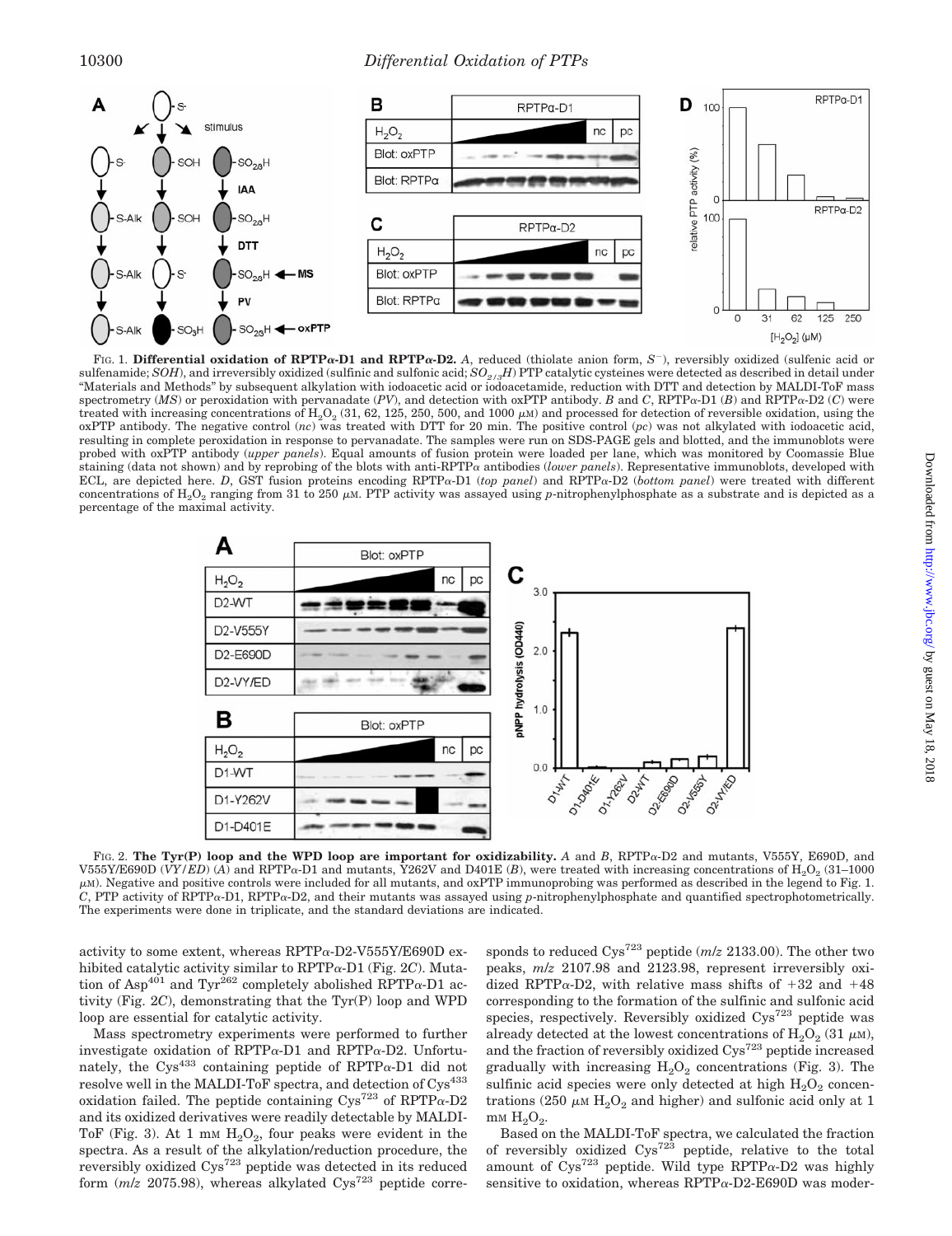FIG. 1. **Differential oxidation of RPTPα-D1 and RPTPα-D2.** *A*, reduced (thiolate anion form, $S^-$), reversibly oxidized (sulfenic acid or sulfenamide; *SOH*), and irreversibly oxidized (sulfinic and sulfonic acid; $SO_{2/3}H$) PTP catalytic cysteines were detected as described in detail under "Materials and Methods" by subsequent alkylation with iodoacetic acid or iodoacetamide, reduction with DTT and detection by MALDI-ToF mass spectrometry (*MS*) or peroxidation with pervanadate (*PV*), and detection with oxPTP antibody. *B* and *C*, RPTPα-D1 (*B*) and RPTPα-D2 (*C*) were treated with increasing concentrations of $H_2O_2$ (31, 62, 125, 250, 500, and 1000 μM) and processed for detection of reversible oxidation, using the oxPTP antibody. The negative control (*nc*) was treated with DTT for 20 min. The positive control (*pc*) was not alkylated with iodoacetic acid, resulting in complete peroxidation in response to pervanadate. The samples were run on SDS-PAGE gels and blotted, and the immunoblots were probed with oxPTP antibody (*upper panels*). Equal amounts of fusion protein were loaded per lane, which was monitored by Coomassie Blue staining (data not shown) and by reprobing of the blots with anti-RPTPα antibodies (*lower panels*). Representative immunoblots, developed with ECL, are depicted here. *D*, GST fusion proteins encoding RPTPα-D1 (*top panel*) and RPTPα-D2 (*bottom panel*) were treated with different concentrations of $H_2O_2$ ranging from 31 to 250 μM. PTP activity was assayed using *p*-nitrophenylphosphate as a substrate and is depicted as a percentage of the maximal activity.

FIG. 2. **The Tyr(P) loop and the WPD loop are important for oxidizability.** *A* and *B*, RPTPα-D2 and mutants, V555Y, E690D, and V555Y/E690D (*VY/ED*) (*A*) and RPTPα-D1 and mutants, Y262V and D401E (*B*), were treated with increasing concentrations of $H_2O_2$ (31–1000 μM). Negative and positive controls were included for all mutants, and oxPTP immunoprobing was performed as described in the legend to Fig. 1. *C*, PTP activity of RPTPα-D1, RPTPα-D2, and their mutants was assayed using *p*-nitrophenylphosphate and quantified spectrophotometrically. The experiments were done in triplicate, and the standard deviations are indicated.

activity to some extent, whereas RPTPα-D2-V555Y/E690D exhibited catalytic activity similar to RPTPα-D1 (Fig. 2*C*). Mutation of Asp[401] and Tyr[262] completely abolished RPTPα-D1 activity (Fig. 2*C*), demonstrating that the Tyr(P) loop and WPD loop are essential for catalytic activity.

Mass spectrometry experiments were performed to further investigate oxidation of RPTPα-D1 and RPTPα-D2. Unfortunately, the Cys[433] containing peptide of RPTPα-D1 did not resolve well in the MALDI-ToF spectra, and detection of Cys[433] oxidation failed. The peptide containing Cys[723] of RPTPα-D2 and its oxidized derivatives were readily detectable by MALDI-ToF (Fig. 3). At 1 mM $H_2O_2$, four peaks were evident in the spectra. As a result of the alkylation/reduction procedure, the reversibly oxidized Cys[723] peptide was detected in its reduced form (*m/z* 2075.98), whereas alkylated Cys[723] peptide corresponds to reduced Cys[723] peptide (*m/z* 2133.00). The other two peaks, *m/z* 2107.98 and 2123.98, represent irreversibly oxidized RPTPα-D2, with relative mass shifts of +32 and +48 corresponding to the formation of the sulfinic and sulfonic acid species, respectively. Reversibly oxidized Cys[723] peptide was already detected at the lowest concentrations of $H_2O_2$ (31 μM), and the fraction of reversibly oxidized Cys[723] peptide increased gradually with increasing $H_2O_2$ concentrations (Fig. 3). The sulfinic acid species were only detected at high $H_2O_2$ concentrations (250 μM $H_2O_2$ and higher) and sulfonic acid only at 1 mM $H_2O_2$.

Based on the MALDI-ToF spectra, we calculated the fraction of reversibly oxidized Cys[723] peptide, relative to the total amount of Cys[723] peptide. Wild type RPTPα-D2 was highly sensitive to oxidation, whereas RPTPα-D2-E690D was moder-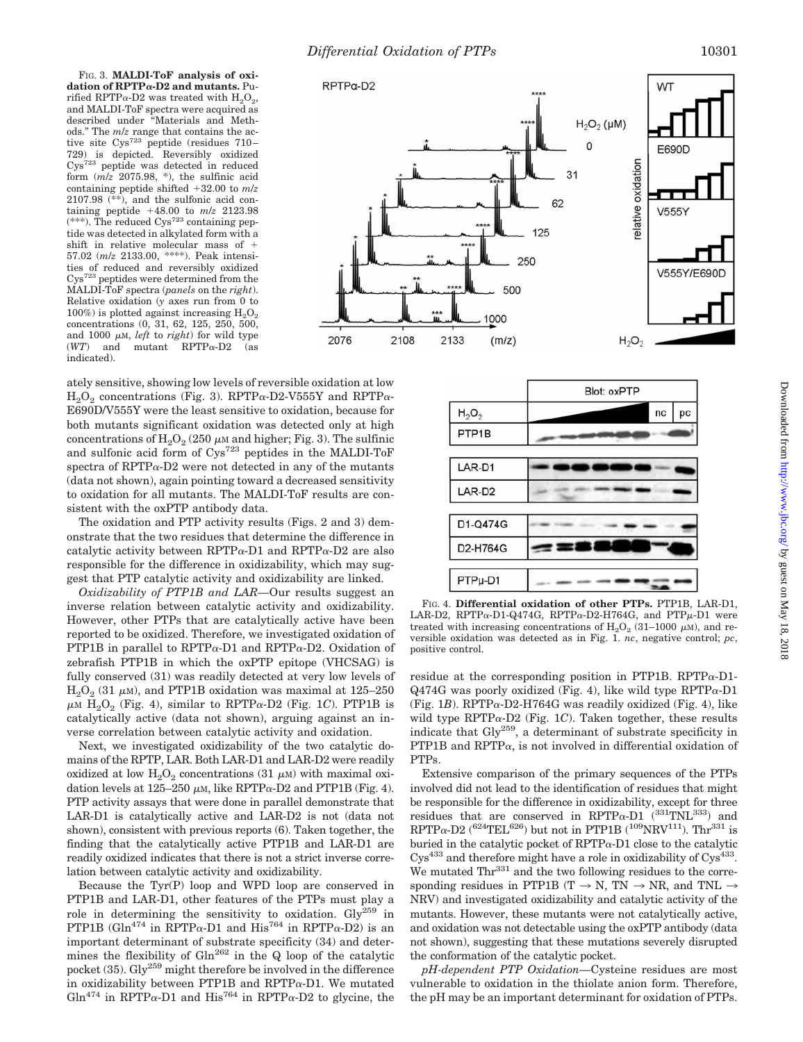FIG. 3. **MALDI-ToF analysis of oxidation of RPTPα-D2 and mutants.** Purified RPTPα-D2 was treated with $H_2O_2$, and MALDI-ToF spectra were acquired as described under "Materials and Methods." The *m/z* range that contains the active site $Cys^{723}$ peptide (residues 710–729) is depicted. Reversibly oxidized $Cys^{723}$ peptide was detected in reduced form (*m/z* 2075.98, *), the sulfinic acid containing peptide shifted +32.00 to *m/z* 2107.98 (**), and the sulfonic acid containing peptide +48.00 to *m/z* 2123.98 (***). The reduced $Cys^{723}$ containing peptide was detected in alkylated form with a shift in relative molecular mass of + 57.02 (*m/z* 2133.00, ****). Peak intensities of reduced and reversibly oxidized $Cys^{723}$ peptides were determined from the MALDI-ToF spectra (*panels* on the *right*). Relative oxidation (*y* axes run from 0 to 100%) is plotted against increasing $H_2O_2$ concentrations (0, 31, 62, 125, 250, 500, and 1000 μM, *left* to *right*) for wild type (*WT*) and mutant RPTPα-D2 (as indicated).

ately sensitive, showing low levels of reversible oxidation at low $H_2O_2$ concentrations (Fig. 3). RPTPα-D2-V555Y and RPTPα-E690D/V555Y were the least sensitive to oxidation, because for both mutants significant oxidation was detected only at high concentrations of $H_2O_2$ (250 μM and higher; Fig. 3). The sulfinic and sulfonic acid form of $Cys^{723}$ peptides in the MALDI-ToF spectra of RPTPα-D2 were not detected in any of the mutants (data not shown), again pointing toward a decreased sensitivity to oxidation for all mutants. The MALDI-ToF results are consistent with the oxPTP antibody data.

The oxidation and PTP activity results (Figs. 2 and 3) demonstrate that the two residues that determine the difference in catalytic activity between RPTPα-D1 and RPTPα-D2 are also responsible for the difference in oxidizability, which may suggest that PTP catalytic activity and oxidizability are linked.

*Oxidizability of PTP1B and LAR*—Our results suggest an inverse relation between catalytic activity and oxidizability. However, other PTPs that are catalytically active have been reported to be oxidized. Therefore, we investigated oxidation of PTP1B in parallel to RPTPα-D1 and RPTPα-D2. Oxidation of zebrafish PTP1B in which the oxPTP epitope (VHCSAG) is fully conserved (31) was readily detected at very low levels of $H_2O_2$ (31 μM), and PTP1B oxidation was maximal at 125–250 μM $H_2O_2$ (Fig. 4), similar to RPTPα-D2 (Fig. 1*C*). PTP1B is catalytically active (data not shown), arguing against an inverse correlation between catalytic activity and oxidation.

Next, we investigated oxidizability of the two catalytic domains of the RPTP, LAR. Both LAR-D1 and LAR-D2 were readily oxidized at low $H_2O_2$ concentrations (31 μM) with maximal oxidation levels at 125–250 μM, like RPTPα-D2 and PTP1B (Fig. 4). PTP activity assays that were done in parallel demonstrate that LAR-D1 is catalytically active and LAR-D2 is not (data not shown), consistent with previous reports (6). Taken together, the finding that the catalytically active PTP1B and LAR-D1 are readily oxidized indicates that there is not a strict inverse correlation between catalytic activity and oxidizability.

Because the Tyr(P) loop and WPD loop are conserved in PTP1B and LAR-D1, other features of the PTPs must play a role in determining the sensitivity to oxidation. $Gly^{259}$ in PTP1B ($Gln^{474}$ in RPTPα-D1 and $His^{764}$ in RPTPα-D2) is an important determinant of substrate specificity (34) and determines the flexibility of $Gln^{262}$ in the Q loop of the catalytic pocket (35). $Gly^{259}$ might therefore be involved in the difference in oxidizability between PTP1B and RPTPα-D1. We mutated $Gln^{474}$ in RPTPα-D1 and $His^{764}$ in RPTPα-D2 to glycine, the residue at the corresponding position in PTP1B. RPTPα-D1-Q474G was poorly oxidized (Fig. 4), like wild type RPTPα-D1 (Fig. 1*B*). RPTPα-D2-H764G was readily oxidized (Fig. 4), like wild type RPTPα-D2 (Fig. 1*C*). Taken together, these results indicate that $Gly^{259}$, a determinant of substrate specificity in PTP1B and RPTPα, is not involved in differential oxidation of PTPs.

FIG. 4. **Differential oxidation of other PTPs.** PTP1B, LAR-D1, LAR-D2, RPTPα-D1-Q474G, RPTPα-D2-H764G, and PTPμ-D1 were treated with increasing concentrations of $H_2O_2$ (31–1000 μM), and reversible oxidation was detected as in Fig. 1. *nc*, negative control; *pc*, positive control.

Extensive comparison of the primary sequences of the PTPs involved did not lead to the identification of residues that might be responsible for the difference in oxidizability, except for three residues that are conserved in RPTPα-D1 ($^{331}$TNL$^{333}$) and RPTPα-D2 ($^{624}$TEL$^{626}$) but not in PTP1B ($^{109}$NRV$^{111}$). $Thr^{331}$ is buried in the catalytic pocket of RPTPα-D1 close to the catalytic $Cys^{433}$ and therefore might have a role in oxidizability of $Cys^{433}$. We mutated $Thr^{331}$ and the two following residues to the corresponding residues in PTP1B (T → N, TN → NR, and TNL → NRV) and investigated oxidizability and catalytic activity of the mutants. However, these mutants were not catalytically active, and oxidation was not detectable using the oxPTP antibody (data not shown), suggesting that these mutations severely disrupted the conformation of the catalytic pocket.

*pH-dependent PTP Oxidation*—Cysteine residues are most vulnerable to oxidation in the thiolate anion form. Therefore, the pH may be an important determinant for oxidation of PTPs.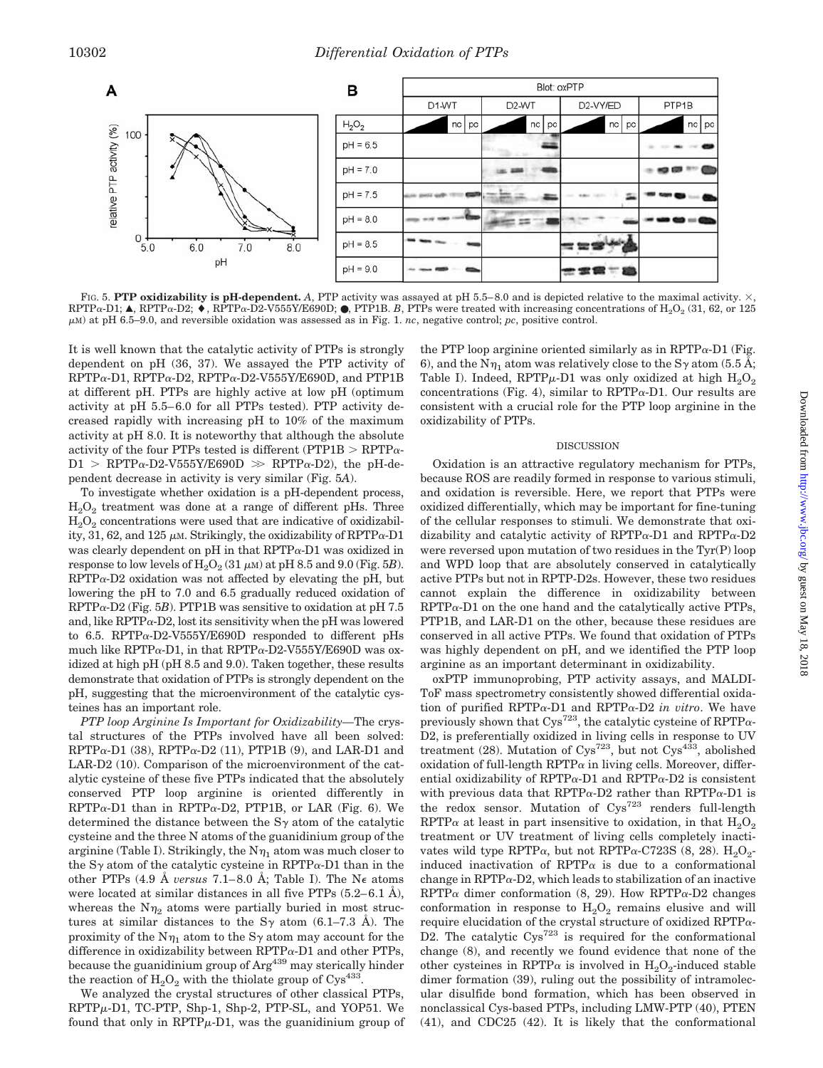FIG. 5. **PTP oxidizability is pH-dependent.** *A*, PTP activity was assayed at pH 5.5–8.0 and is depicted relative to the maximal activity. ×, RPTPα-D1; ▲, RPTPα-D2; ◆, RPTPα-D2-V555Y/E690D; ●, PTP1B. *B*, PTPs were treated with increasing concentrations of $H_2O_2$ (31, 62, or 125 μM) at pH 6.5–9.0, and reversible oxidation was assessed as in Fig. 1. *nc*, negative control; *pc*, positive control.

It is well known that the catalytic activity of PTPs is strongly dependent on pH (36, 37). We assayed the PTP activity of RPTPα-D1, RPTPα-D2, RPTPα-D2-V555Y/E690D, and PTP1B at different pH. PTPs are highly active at low pH (optimum activity at pH 5.5–6.0 for all PTPs tested). PTP activity decreased rapidly with increasing pH to 10% of the maximum activity at pH 8.0. It is noteworthy that although the absolute activity of the four PTPs tested is different (PTP1B > RPTPα-D1 > RPTPα-D2-V555Y/E690D ≫ RPTPα-D2), the pH-dependent decrease in activity is very similar (Fig. 5*A*).

To investigate whether oxidation is a pH-dependent process, $H_2O_2$ treatment was done at a range of different pHs. Three $H_2O_2$ concentrations were used that are indicative of oxidizability, 31, 62, and 125 μM. Strikingly, the oxidizability of RPTPα-D1 was clearly dependent on pH in that RPTPα-D1 was oxidized in response to low levels of $H_2O_2$ (31 μM) at pH 8.5 and 9.0 (Fig. 5*B*). RPTPα-D2 oxidation was not affected by elevating the pH, but lowering the pH to 7.0 and 6.5 gradually reduced oxidation of RPTPα-D2 (Fig. 5*B*). PTP1B was sensitive to oxidation at pH 7.5 and, like RPTPα-D2, lost its sensitivity when the pH was lowered to 6.5. RPTPα-D2-V555Y/E690D responded to different pHs much like RPTPα-D1, in that RPTPα-D2-V555Y/E690D was oxidized at high pH (pH 8.5 and 9.0). Taken together, these results demonstrate that oxidation of PTPs is strongly dependent on the pH, suggesting that the microenvironment of the catalytic cysteines has an important role.

*PTP loop Arginine Is Important for Oxidizability*—The crystal structures of the PTPs involved have all been solved: RPTPα-D1 (38), RPTPα-D2 (11), PTP1B (9), and LAR-D1 and LAR-D2 (10). Comparison of the microenvironment of the catalytic cysteine of these five PTPs indicated that the absolutely conserved PTP loop arginine is oriented differently in RPTPα-D1 than in RPTPα-D2, PTP1B, or LAR (Fig. 6). We determined the distance between the Sγ atom of the catalytic cysteine and the three N atoms of the guanidinium group of the arginine (Table I). Strikingly, the $N\eta_1$ atom was much closer to the Sγ atom of the catalytic cysteine in RPTPα-D1 than in the other PTPs (4.9 Å *versus* 7.1–8.0 Å; Table I). The Nε atoms were located at similar distances in all five PTPs (5.2–6.1 Å), whereas the $N\eta_2$ atoms were partially buried in most structures at similar distances to the Sγ atom (6.1–7.3 Å). The proximity of the $N\eta_1$ atom to the Sγ atom may account for the difference in oxidizability between RPTPα-D1 and other PTPs, because the guanidinium group of Arg[439] may sterically hinder the reaction of $H_2O_2$ with the thiolate group of Cys[433].

We analyzed the crystal structures of other classical PTPs, RPTPμ-D1, TC-PTP, Shp-1, Shp-2, PTP-SL, and YOP51. We found that only in RPTPμ-D1, was the guanidinium group of the PTP loop arginine oriented similarly as in RPTPα-D1 (Fig. 6), and the $N\eta_1$ atom was relatively close to the Sγ atom (5.5 Å; Table I). Indeed, RPTPμ-D1 was only oxidized at high $H_2O_2$ concentrations (Fig. 4), similar to RPTPα-D1. Our results are consistent with a crucial role for the PTP loop arginine in the oxidizability of PTPs.

## DISCUSSION

Oxidation is an attractive regulatory mechanism for PTPs, because ROS are readily formed in response to various stimuli, and oxidation is reversible. Here, we report that PTPs were oxidized differentially, which may be important for fine-tuning of the cellular responses to stimuli. We demonstrate that oxidizability and catalytic activity of RPTPα-D1 and RPTPα-D2 were reversed upon mutation of two residues in the Tyr(P) loop and WPD loop that are absolutely conserved in catalytically active PTPs but not in RPTP-D2s. However, these two residues cannot explain the difference in oxidizability between RPTPα-D1 on the one hand and the catalytically active PTPs, PTP1B, and LAR-D1 on the other, because these residues are conserved in all active PTPs. We found that oxidation of PTPs was highly dependent on pH, and we identified the PTP loop arginine as an important determinant in oxidizability.

oxPTP immunoprobing, PTP activity assays, and MALDI-ToF mass spectrometry consistently showed differential oxidation of purified RPTPα-D1 and RPTPα-D2 *in vitro*. We have previously shown that Cys[723], the catalytic cysteine of RPTPα-D2, is preferentially oxidized in living cells in response to UV treatment (28). Mutation of Cys[723], but not Cys[433], abolished oxidation of full-length RPTPα in living cells. Moreover, differential oxidizability of RPTPα-D1 and RPTPα-D2 is consistent with previous data that RPTPα-D2 rather than RPTPα-D1 is the redox sensor. Mutation of Cys[723] renders full-length RPTPα at least in part insensitive to oxidation, in that $H_2O_2$ treatment or UV treatment of living cells completely inactivates wild type RPTPα, but not RPTPα-C723S (8, 28). $H_2O_2$-induced inactivation of RPTPα is due to a conformational change in RPTPα-D2, which leads to stabilization of an inactive RPTPα dimer conformation (8, 29). How RPTPα-D2 changes conformation in response to $H_2O_2$ remains elusive and will require elucidation of the crystal structure of oxidized RPTPα-D2. The catalytic Cys[723] is required for the conformational change (8), and recently we found evidence that none of the other cysteines in RPTPα is involved in $H_2O_2$-induced stable dimer formation (39), ruling out the possibility of intramolecular disulfide bond formation, which has been observed in nonclassical Cys-based PTPs, including LMW-PTP (40), PTEN (41), and CDC25 (42). It is likely that the conformational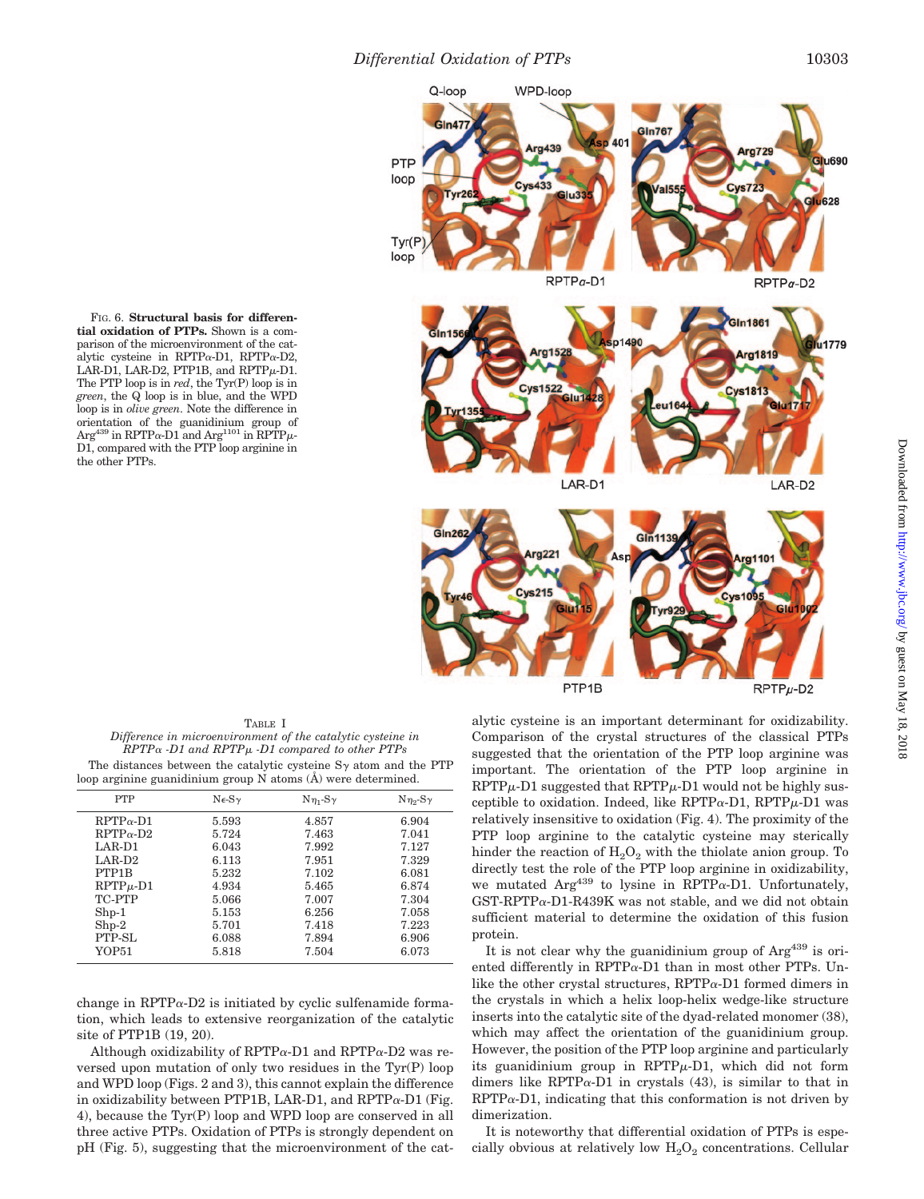FIG. 6. **Structural basis for differential oxidation of PTPs.** Shown is a comparison of the microenvironment of the catalytic cysteine in RPTPα-D1, RPTPα-D2, LAR-D1, LAR-D2, PTP1B, and RPTPμ-D1. The PTP loop is in *red*, the Tyr(P) loop is in *green*, the Q loop is in blue, and the WPD loop is in *olive green*. Note the difference in orientation of the guanidinium group of $Arg^{439}$ in RPTPα-D1 and $Arg^{1101}$ in RPTPμ-D1, compared with the PTP loop arginine in the other PTPs.

TABLE I
*Difference in microenvironment of the catalytic cysteine in RPTPα -D1 and RPTPμ -D1 compared to other PTPs*

The distances between the catalytic cysteine Sγ atom and the PTP loop arginine guanidinium group N atoms (Å) were determined.

| PTP | Nε-Sγ | $N\eta_1$-Sγ | $N\eta_2$-Sγ |
|---|---|---|---|
| RPTPα-D1 | 5.593 | 4.857 | 6.904 |
| RPTPα-D2 | 5.724 | 7.463 | 7.041 |
| LAR-D1 | 6.043 | 7.992 | 7.127 |
| LAR-D2 | 6.113 | 7.951 | 7.329 |
| PTP1B | 5.232 | 7.102 | 6.081 |
| RPTPμ-D1 | 4.934 | 5.465 | 6.874 |
| TC-PTP | 5.066 | 7.007 | 7.304 |
| Shp-1 | 5.153 | 6.256 | 7.058 |
| Shp-2 | 5.701 | 7.418 | 7.223 |
| PTP-SL | 6.088 | 7.894 | 6.906 |
| YOP51 | 5.818 | 7.504 | 6.073 |

change in RPTPα-D2 is initiated by cyclic sulfenamide formation, which leads to extensive reorganization of the catalytic site of PTP1B (19, 20).

Although oxidizability of RPTPα-D1 and RPTPα-D2 was reversed upon mutation of only two residues in the Tyr(P) loop and WPD loop (Figs. 2 and 3), this cannot explain the difference in oxidizability between PTP1B, LAR-D1, and RPTPα-D1 (Fig. 4), because the Tyr(P) loop and WPD loop are conserved in all three active PTPs. Oxidation of PTPs is strongly dependent on pH (Fig. 5), suggesting that the microenvironment of the catalytic cysteine is an important determinant for oxidizability. Comparison of the crystal structures of the classical PTPs suggested that the orientation of the PTP loop arginine was important. The orientation of the PTP loop arginine in RPTPμ-D1 suggested that RPTPμ-D1 would not be highly susceptible to oxidation. Indeed, like RPTPα-D1, RPTPμ-D1 was relatively insensitive to oxidation (Fig. 4). The proximity of the PTP loop arginine to the catalytic cysteine may sterically hinder the reaction of $H_2O_2$ with the thiolate anion group. To directly test the role of the PTP loop arginine in oxidizability, we mutated $Arg^{439}$ to lysine in RPTPα-D1. Unfortunately, GST-RPTPα-D1-R439K was not stable, and we did not obtain sufficient material to determine the oxidation of this fusion protein.

It is not clear why the guanidinium group of $Arg^{439}$ is oriented differently in RPTPα-D1 than in most other PTPs. Unlike the other crystal structures, RPTPα-D1 formed dimers in the crystals in which a helix loop-helix wedge-like structure inserts into the catalytic site of the dyad-related monomer (38), which may affect the orientation of the guanidinium group. However, the position of the PTP loop arginine and particularly its guanidinium group in RPTPμ-D1, which did not form dimers like RPTPα-D1 in crystals (43), is similar to that in RPTPα-D1, indicating that this conformation is not driven by dimerization.

It is noteworthy that differential oxidation of PTPs is especially obvious at relatively low $H_2O_2$ concentrations. Cellular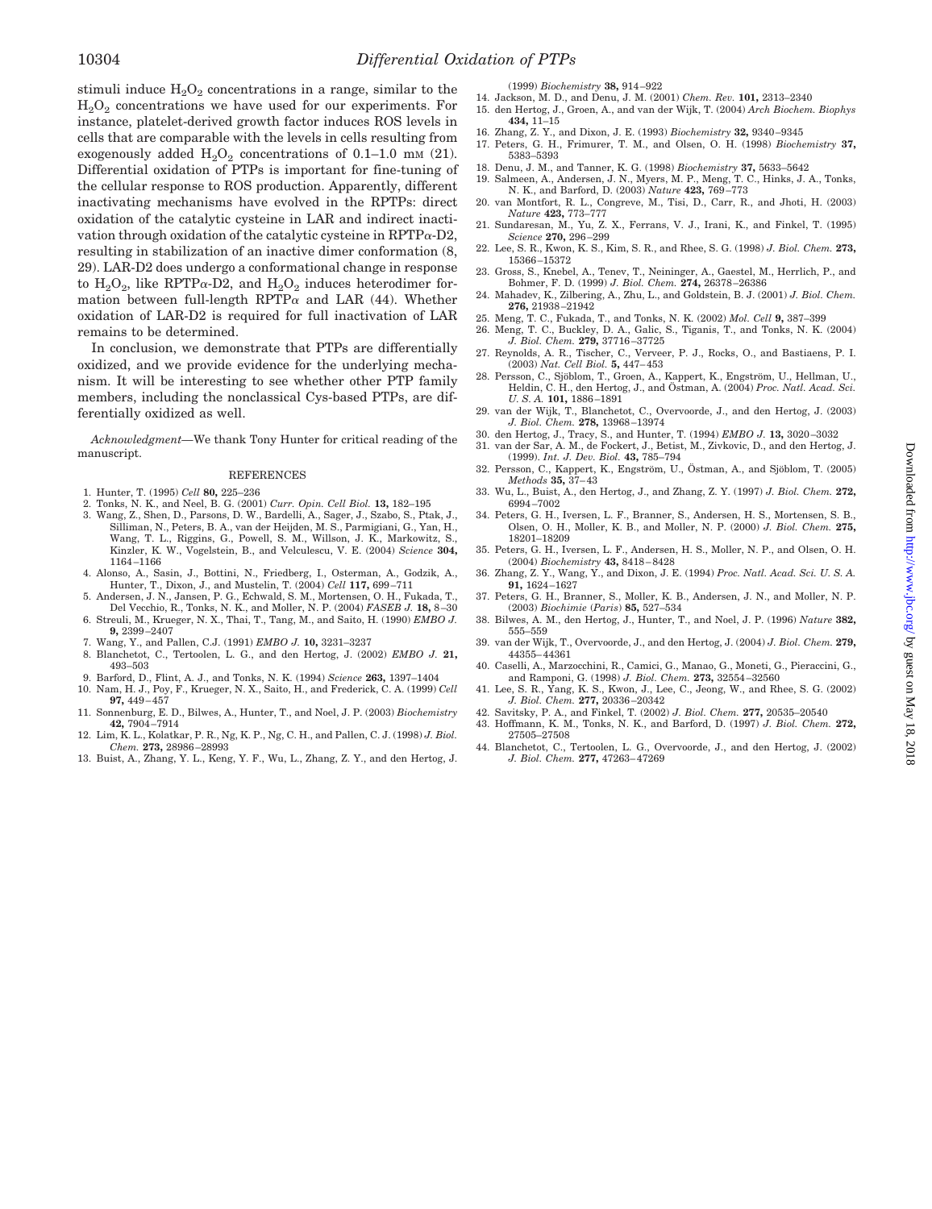stimuli induce $H_2O_2$ concentrations in a range, similar to the $H_2O_2$ concentrations we have used for our experiments. For instance, platelet-derived growth factor induces ROS levels in cells that are comparable with the levels in cells resulting from exogenously added $H_2O_2$ concentrations of 0.1–1.0 mM (21). Differential oxidation of PTPs is important for fine-tuning of the cellular response to ROS production. Apparently, different inactivating mechanisms have evolved in the RPTPs: direct oxidation of the catalytic cysteine in LAR and indirect inactivation through oxidation of the catalytic cysteine in RPTP$\alpha$-D2, resulting in stabilization of an inactive dimer conformation (8, 29). LAR-D2 does undergo a conformational change in response to $H_2O_2$, like RPTP$\alpha$-D2, and $H_2O_2$ induces heterodimer formation between full-length RPTP$\alpha$ and LAR (44). Whether oxidation of LAR-D2 is required for full inactivation of LAR remains to be determined.

In conclusion, we demonstrate that PTPs are differentially oxidized, and we provide evidence for the underlying mechanism. It will be interesting to see whether other PTP family members, including the nonclassical Cys-based PTPs, are differentially oxidized as well.

*Acknowledgment*—We thank Tony Hunter for critical reading of the manuscript.

## REFERENCES

1. Hunter, T. (1995) *Cell* **80,** 225–236
2. Tonks, N. K., and Neel, B. G. (2001) *Curr. Opin. Cell Biol.* **13,** 182–195
3. Wang, Z., Shen, D., Parsons, D. W., Bardelli, A., Sager, J., Szabo, S., Ptak, J., Silliman, N., Peters, B. A., van der Heijden, M. S., Parmigiani, G., Yan, H., Wang, T. L., Riggins, G., Powell, S. M., Willson, J. K., Markowitz, S., Kinzler, K. W., Vogelstein, B., and Velculescu, V. E. (2004) *Science* **304,** 1164–1166
4. Alonso, A., Sasin, J., Bottini, N., Friedberg, I., Osterman, A., Godzik, A., Hunter, T., Dixon, J., and Mustelin, T. (2004) *Cell* **117,** 699–711
5. Andersen, J. N., Jansen, P. G., Echwald, S. M., Mortensen, O. H., Fukada, T., Del Vecchio, R., Tonks, N. K., and Moller, N. P. (2004) *FASEB J.* **18,** 8–30
6. Streuli, M., Krueger, N. X., Thai, T., Tang, M., and Saito, H. (1990) *EMBO J.* **9,** 2399–2407
7. Wang, Y., and Pallen, C.J. (1991) *EMBO J.* **10,** 3231–3237
8. Blanchetot, C., Tertoolen, L. G., and den Hertog, J. (2002) *EMBO J.* **21,** 493–503
9. Barford, D., Flint, A. J., and Tonks, N. K. (1994) *Science* **263,** 1397–1404
10. Nam, H. J., Poy, F., Krueger, N. X., Saito, H., and Frederick, C. A. (1999) *Cell* **97,** 449–457
11. Sonnenburg, E. D., Bilwes, A., Hunter, T., and Noel, J. P. (2003) *Biochemistry* **42,** 7904–7914
12. Lim, K. L., Kolatkar, P. R., Ng, K. P., Ng, C. H., and Pallen, C. J. (1998) *J. Biol. Chem.* **273,** 28986–28993
13. Buist, A., Zhang, Y. L., Keng, Y. F., Wu, L., Zhang, Z. Y., and den Hertog, J. (1999) *Biochemistry* **38,** 914–922
14. Jackson, M. D., and Denu, J. M. (2001) *Chem. Rev.* **101,** 2313–2340
15. den Hertog, J., Groen, A., and van der Wijk, T. (2004) *Arch Biochem. Biophys* **434,** 11–15
16. Zhang, Z. Y., and Dixon, J. E. (1993) *Biochemistry* **32,** 9340–9345
17. Peters, G. H., Frimurer, T. M., and Olsen, O. H. (1998) *Biochemistry* **37,** 5383–5393
18. Denu, J. M., and Tanner, K. G. (1998) *Biochemistry* **37,** 5633–5642
19. Salmeen, A., Andersen, J. N., Myers, M. P., Meng, T. C., Hinks, J. A., Tonks, N. K., and Barford, D. (2003) *Nature* **423,** 769–773
20. van Montfort, R. L., Congreve, M., Tisi, D., Carr, R., and Jhoti, H. (2003) *Nature* **423,** 773–777
21. Sundaresan, M., Yu, Z. X., Ferrans, V. J., Irani, K., and Finkel, T. (1995) *Science* **270,** 296–299
22. Lee, S. R., Kwon, K. S., Kim, S. R., and Rhee, S. G. (1998) *J. Biol. Chem.* **273,** 15366–15372
23. Gross, S., Knebel, A., Tenev, T., Neininger, A., Gaestel, M., Herrlich, P., and Bohmer, F. D. (1999) *J. Biol. Chem.* **274,** 26378–26386
24. Mahadev, K., Zilbering, A., Zhu, L., and Goldstein, B. J. (2001) *J. Biol. Chem.* **276,** 21938–21942
25. Meng, T. C., Fukada, T., and Tonks, N. K. (2002) *Mol. Cell* **9,** 387–399
26. Meng, T. C., Buckley, D. A., Galic, S., Tiganis, T., and Tonks, N. K. (2004) *J. Biol. Chem.* **279,** 37716–37725
27. Reynolds, A. R., Tischer, C., Verveer, P. J., Rocks, O., and Bastiaens, P. I. (2003) *Nat. Cell Biol.* **5,** 447–453
28. Persson, C., Sjöblom, T., Groen, A., Kappert, K., Engström, U., Hellman, U., Heldin, C. H., den Hertog, J., and Östman, A. (2004) *Proc. Natl. Acad. Sci. U. S. A.* **101,** 1886–1891
29. van der Wijk, T., Blanchetot, C., Overvoorde, J., and den Hertog, J. (2003) *J. Biol. Chem.* **278,** 13968–13974
30. den Hertog, J., Tracy, S., and Hunter, T. (1994) *EMBO J.* **13,** 3020–3032
31. van der Sar, A. M., de Fockert, J., Betist, M., Zivkovic, D., and den Hertog, J. (1999). *Int. J. Dev. Biol.* **43,** 785–794
32. Persson, C., Kappert, K., Engström, U., Östman, A., and Sjöblom, T. (2005) *Methods* **35,** 37–43
33. Wu, L., Buist, A., den Hertog, J., and Zhang, Z. Y. (1997) *J. Biol. Chem.* **272,** 6994–7002
34. Peters, G. H., Iversen, L. F., Branner, S., Andersen, H. S., Mortensen, S. B., Olsen, O. H., Moller, K. B., and Moller, N. P. (2000) *J. Biol. Chem.* **275,** 18201–18209
35. Peters, G. H., Iversen, L. F., Andersen, H. S., Moller, N. P., and Olsen, O. H. (2004) *Biochemistry* **43,** 8418–8428
36. Zhang, Z. Y., Wang, Y., and Dixon, J. E. (1994) *Proc. Natl. Acad. Sci. U. S. A.* **91,** 1624–1627
37. Peters, G. H., Branner, S., Moller, K. B., Andersen, J. N., and Moller, N. P. (2003) *Biochimie (Paris)* **85,** 527–534
38. Bilwes, A. M., den Hertog, J., Hunter, T., and Noel, J. P. (1996) *Nature* **382,** 555–559
39. van der Wijk, T., Overvoorde, J., and den Hertog, J. (2004) *J. Biol. Chem.* **279,** 44355–44361
40. Caselli, A., Marzocchini, R., Camici, G., Manao, G., Moneti, G., Pieraccini, G., and Ramponi, G. (1998) *J. Biol. Chem.* **273,** 32554–32560
41. Lee, S. R., Yang, K. S., Kwon, J., Lee, C., Jeong, W., and Rhee, S. G. (2002) *J. Biol. Chem.* **277,** 20336–20342
42. Savitsky, P. A., and Finkel, T. (2002) *J. Biol. Chem.* **277,** 20535–20540
43. Hoffmann, K. M., Tonks, N. K., and Barford, D. (1997) *J. Biol. Chem.* **272,** 27505–27508
44. Blanchetot, C., Tertoolen, L. G., Overvoorde, J., and den Hertog, J. (2002) *J. Biol. Chem.* **277,** 47263–47269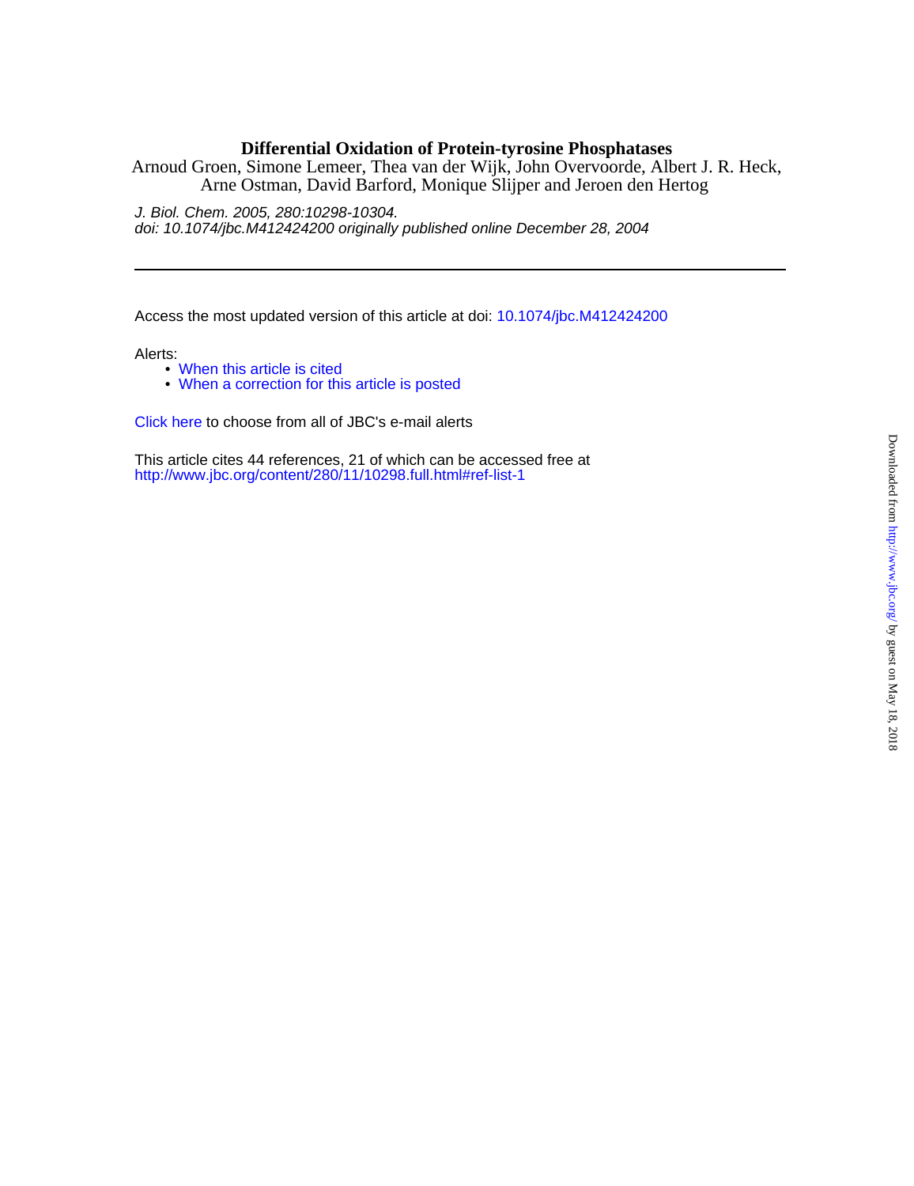# Differential Oxidation of Protein-tyrosine Phosphatases

Arnoud Groen, Simone Lemeer, Thea van der Wijk, John Overvoorde, Albert J. R. Heck, Arne Ostman, David Barford, Monique Slijper and Jeroen den Hertog

*J. Biol. Chem. 2005, 280:10298-10304.*
*doi: 10.1074/jbc.M412424200 originally published online December 28, 2004*

---

Access the most updated version of this article at doi: 10.1074/jbc.M412424200

Alerts:

- When this article is cited
- When a correction for this article is posted

Click here to choose from all of JBC's e-mail alerts

This article cites 44 references, 21 of which can be accessed free at
http://www.jbc.org/content/280/11/10298.full.html#ref-list-1

Downloaded from http://www.jbc.org/ by guest on May 18, 2018